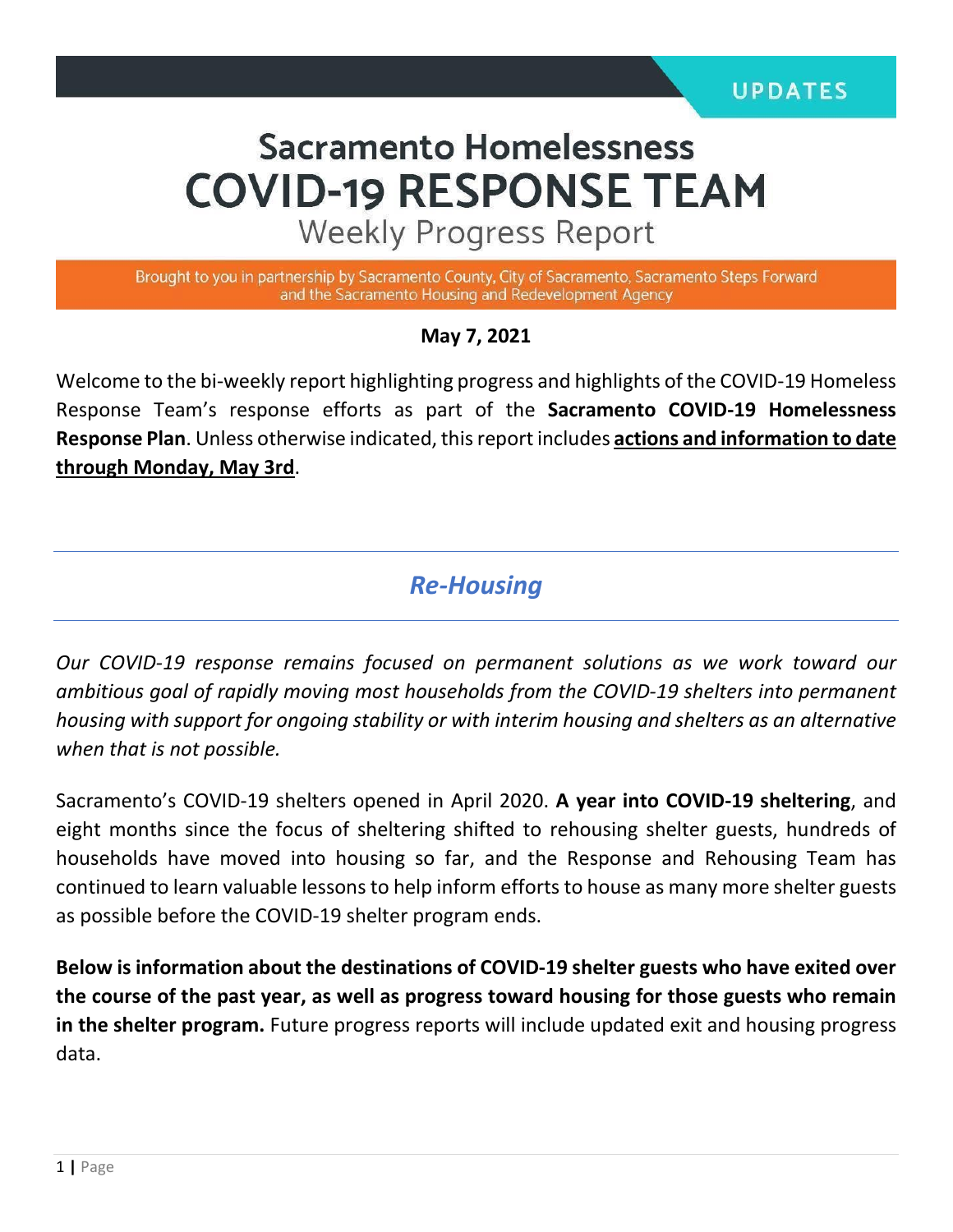UPDATES

# Sacramento Homelessness COVID-19 RESPONSE TEAM

## Weekly Progress Report

Brought to you in partnership by Sacramento County, City of Sacramento, Sacramento Steps Forward and the Sacramento Housing and Redevelopment Agency

**May 7, 2021**

Welcome to the bi-weekly report highlighting progress and highlights of the COVID-19 Homeless Response Team's response efforts as part of the **Sacramento COVID-19 Homelessness Response Plan**. Unless otherwise indicated, this report includes **actions and information to date through Monday, May 3rd**.

## *Re-Housing*

*Our COVID-19 response remains focused on permanent solutions as we work toward our ambitious goal of rapidly moving most households from the COVID-19 shelters into permanent housing with support for ongoing stability or with interim housing and shelters as an alternative when that is not possible.*

Sacramento's COVID-19 shelters opened in April 2020. **A year into COVID-19 sheltering**, and eight months since the focus of sheltering shifted to rehousing shelter guests, hundreds of households have moved into housing so far, and the Response and Rehousing Team has continued to learn valuable lessons to help inform efforts to house as many more shelter guests as possible before the COVID-19 shelter program ends.

**Below is information about the destinations of COVID-19 shelter guests who have exited over the course of the past year, as well as progress toward housing for those guests who remain in the shelter program.** Future progress reports will include updated exit and housing progress data.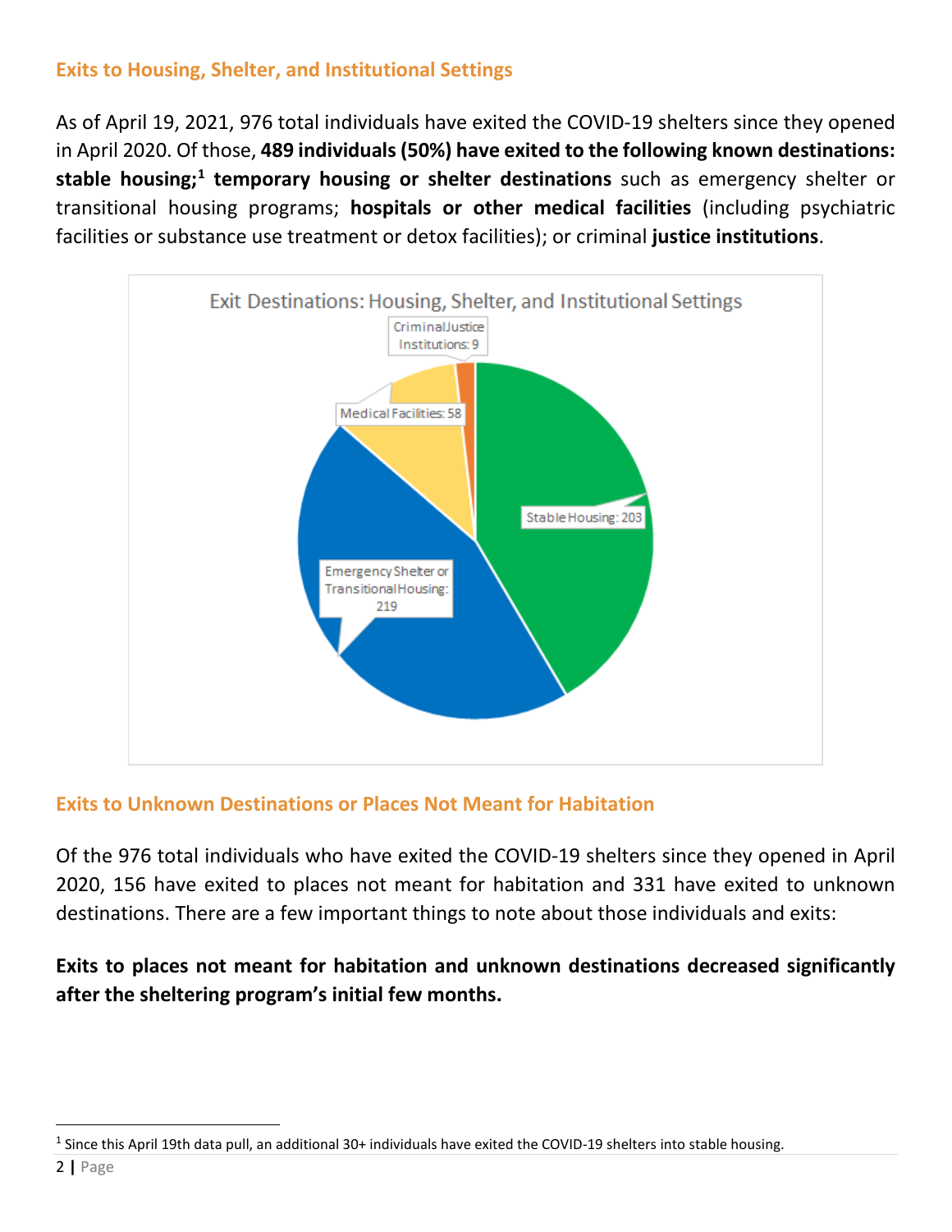## Exits to Housing, Shelter, and Institutional Settings

As of April 19, 2021, 976 total individuals have exited the COVID-19 shelters since they opened in April 2020. Of those, **489 individuals (50%) have exited to the following known destinations: stable housing;[1] temporary housing or shelter destinations** such as emergency shelter or transitional housing programs; **hospitals or other medical facilities** (including psychiatric facilities or substance use treatment or detox facilities); or criminal **justice institutions**.

Exit Destinations: Housing, Shelter, and Institutional Settings

| Destination | Individuals |
|---|---|
| Stable Housing | 203 |
| Emergency Shelter or Transitional Housing | 219 |
| Medical Facilities | 58 |
| Criminal Justice Institutions | 9 |

## Exits to Unknown Destinations or Places Not Meant for Habitation

Of the 976 total individuals who have exited the COVID-19 shelters since they opened in April 2020, 156 have exited to places not meant for habitation and 331 have exited to unknown destinations. There are a few important things to note about those individuals and exits:

**Exits to places not meant for habitation and unknown destinations decreased significantly after the sheltering program's initial few months.**

---

[1] Since this April 19th data pull, an additional 30+ individuals have exited the COVID-19 shelters into stable housing.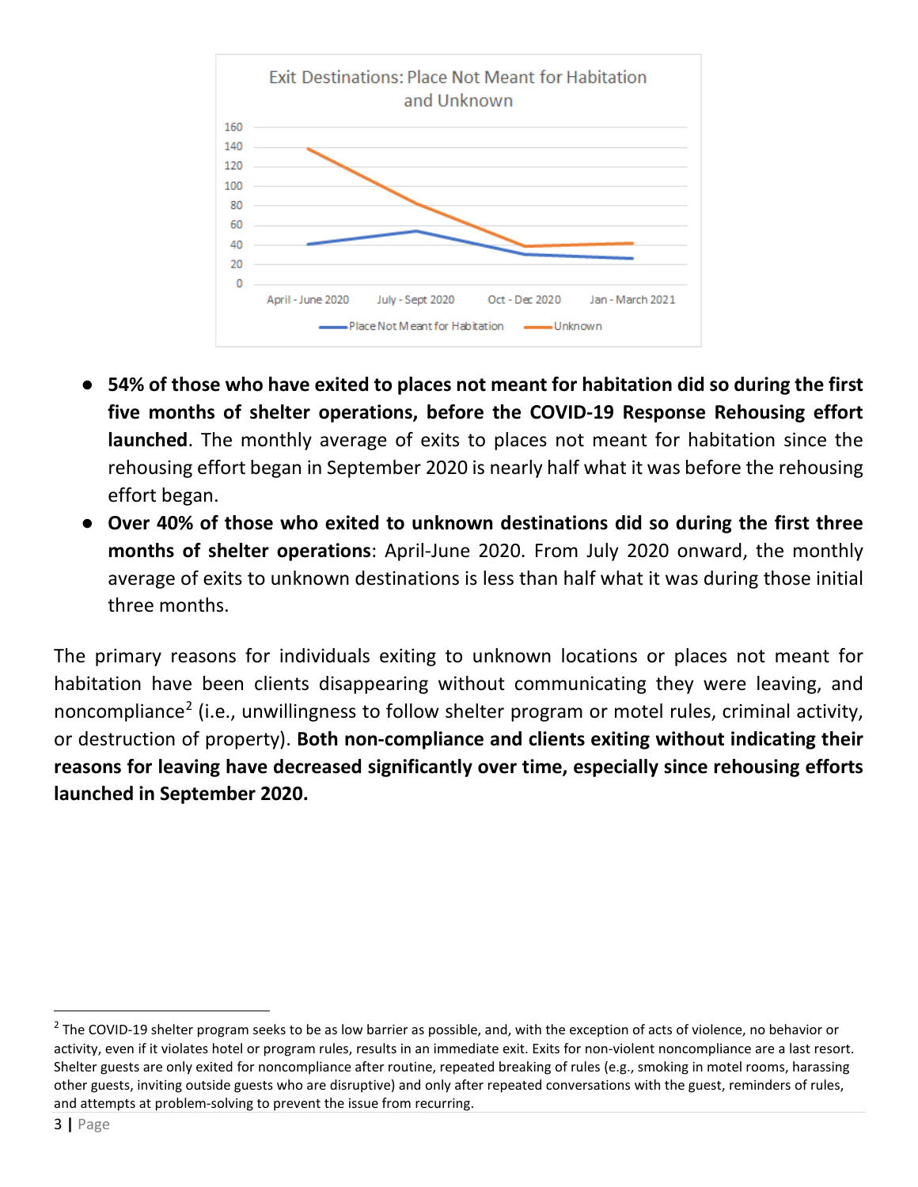Exit Destinations: Place Not Meant for Habitation and Unknown

- **54% of those who have exited to places not meant for habitation did so during the first five months of shelter operations, before the COVID-19 Response Rehousing effort launched**. The monthly average of exits to places not meant for habitation since the rehousing effort began in September 2020 is nearly half what it was before the rehousing effort began.
- **Over 40% of those who exited to unknown destinations did so during the first three months of shelter operations**: April-June 2020. From July 2020 onward, the monthly average of exits to unknown destinations is less than half what it was during those initial three months.

The primary reasons for individuals exiting to unknown locations or places not meant for habitation have been clients disappearing without communicating they were leaving, and noncompliance[2] (i.e., unwillingness to follow shelter program or motel rules, criminal activity, or destruction of property). **Both non-compliance and clients exiting without indicating their reasons for leaving have decreased significantly over time, especially since rehousing efforts launched in September 2020.**

[2] The COVID-19 shelter program seeks to be as low barrier as possible, and, with the exception of acts of violence, no behavior or activity, even if it violates hotel or program rules, results in an immediate exit. Exits for non-violent noncompliance are a last resort. Shelter guests are only exited for noncompliance after routine, repeated breaking of rules (e.g., smoking in motel rooms, harassing other guests, inviting outside guests who are disruptive) and only after repeated conversations with the guest, reminders of rules, and attempts at problem-solving to prevent the issue from recurring.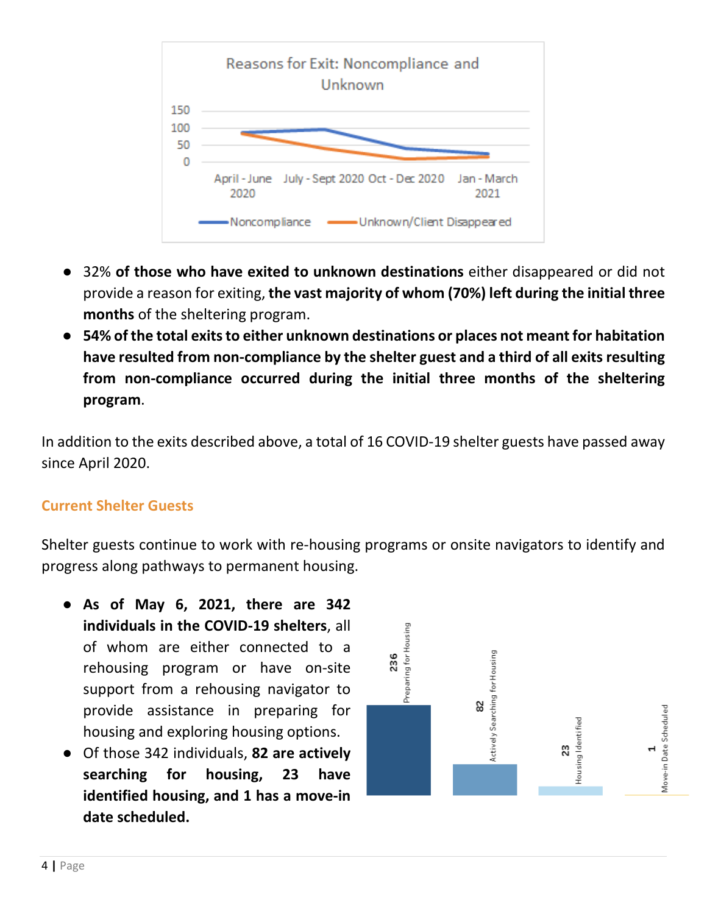- 32% **of those who have exited to unknown destinations** either disappeared or did not provide a reason for exiting, **the vast majority of whom (70%) left during the initial three months** of the sheltering program.
- **54% of the total exits to either unknown destinations or places not meant for habitation have resulted from non-compliance by the shelter guest and a third of all exits resulting from non-compliance occurred during the initial three months of the sheltering program**.

In addition to the exits described above, a total of 16 COVID-19 shelter guests have passed away since April 2020.

## Current Shelter Guests

Shelter guests continue to work with re-housing programs or onsite navigators to identify and progress along pathways to permanent housing.

- **As of May 6, 2021, there are 342 individuals in the COVID-19 shelters**, all of whom are either connected to a rehousing program or have on-site support from a rehousing navigator to provide assistance in preparing for housing and exploring housing options.
- Of those 342 individuals, **82 are actively searching for housing, 23 have identified housing, and 1 has a move-in date scheduled.**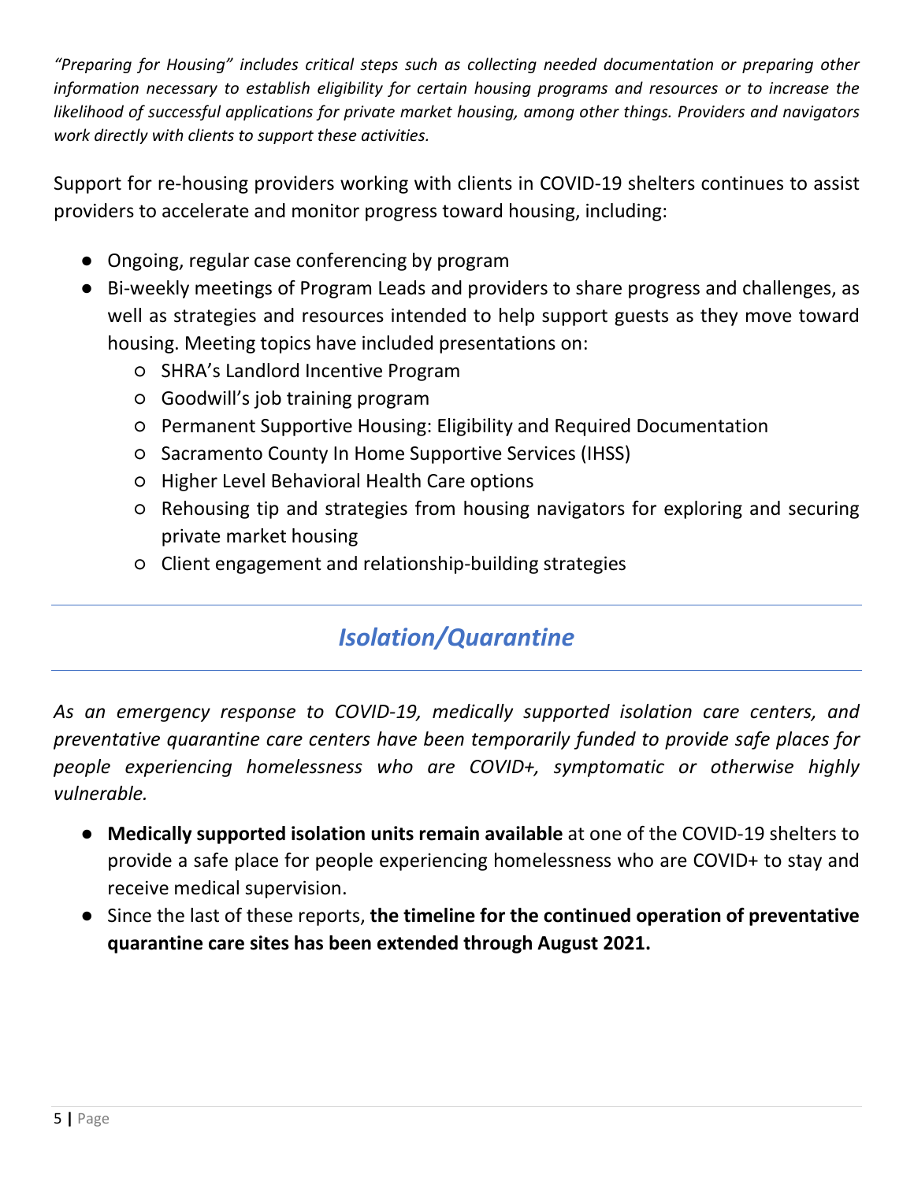*"Preparing for Housing" includes critical steps such as collecting needed documentation or preparing other information necessary to establish eligibility for certain housing programs and resources or to increase the likelihood of successful applications for private market housing, among other things. Providers and navigators work directly with clients to support these activities.*

Support for re-housing providers working with clients in COVID-19 shelters continues to assist providers to accelerate and monitor progress toward housing, including:

- Ongoing, regular case conferencing by program
- Bi-weekly meetings of Program Leads and providers to share progress and challenges, as well as strategies and resources intended to help support guests as they move toward housing. Meeting topics have included presentations on:
  - SHRA's Landlord Incentive Program
  - Goodwill's job training program
  - Permanent Supportive Housing: Eligibility and Required Documentation
  - Sacramento County In Home Supportive Services (IHSS)
  - Higher Level Behavioral Health Care options
  - Rehousing tip and strategies from housing navigators for exploring and securing private market housing
  - Client engagement and relationship-building strategies

## *Isolation/Quarantine*

*As an emergency response to COVID-19, medically supported isolation care centers, and preventative quarantine care centers have been temporarily funded to provide safe places for people experiencing homelessness who are COVID+, symptomatic or otherwise highly vulnerable.*

- **Medically supported isolation units remain available** at one of the COVID-19 shelters to provide a safe place for people experiencing homelessness who are COVID+ to stay and receive medical supervision.
- Since the last of these reports, **the timeline for the continued operation of preventative quarantine care sites has been extended through August 2021.**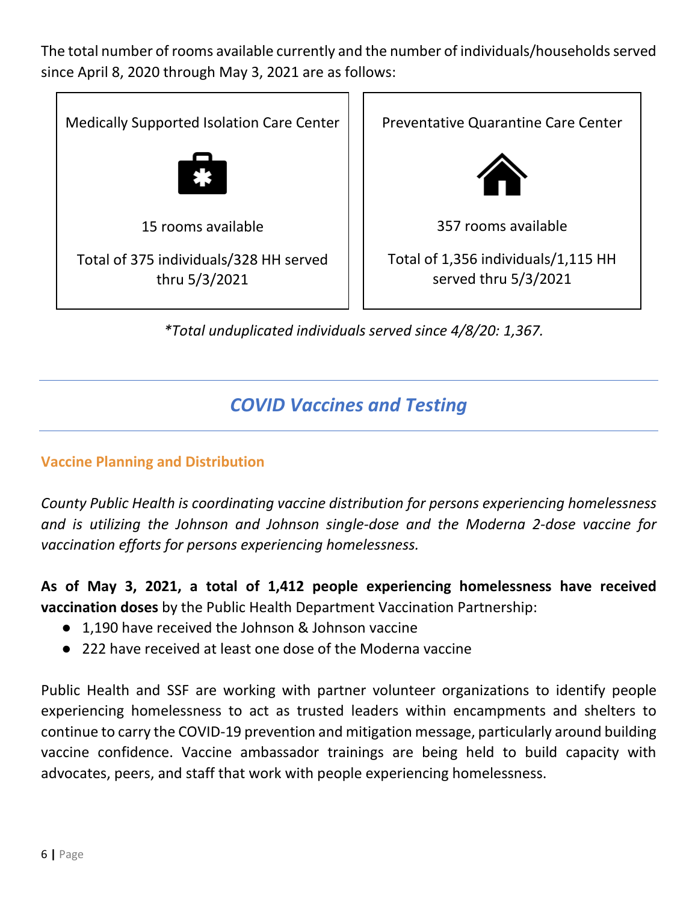The total number of rooms available currently and the number of individuals/households served since April 8, 2020 through May 3, 2021 are as follows:

| Medically Supported Isolation Care Center | Preventative Quarantine Care Center |
| --- | --- |
| 15 rooms available | 357 rooms available |
| Total of 375 individuals/328 HH served thru 5/3/2021 | Total of 1,356 individuals/1,115 HH served thru 5/3/2021 |

*\*Total unduplicated individuals served since 4/8/20: 1,367.*

## *COVID Vaccines and Testing*

### Vaccine Planning and Distribution

*County Public Health is coordinating vaccine distribution for persons experiencing homelessness and is utilizing the Johnson and Johnson single-dose and the Moderna 2-dose vaccine for vaccination efforts for persons experiencing homelessness.*

**As of May 3, 2021, a total of 1,412 people experiencing homelessness have received vaccination doses** by the Public Health Department Vaccination Partnership:

- 1,190 have received the Johnson & Johnson vaccine
- 222 have received at least one dose of the Moderna vaccine

Public Health and SSF are working with partner volunteer organizations to identify people experiencing homelessness to act as trusted leaders within encampments and shelters to continue to carry the COVID-19 prevention and mitigation message, particularly around building vaccine confidence. Vaccine ambassador trainings are being held to build capacity with advocates, peers, and staff that work with people experiencing homelessness.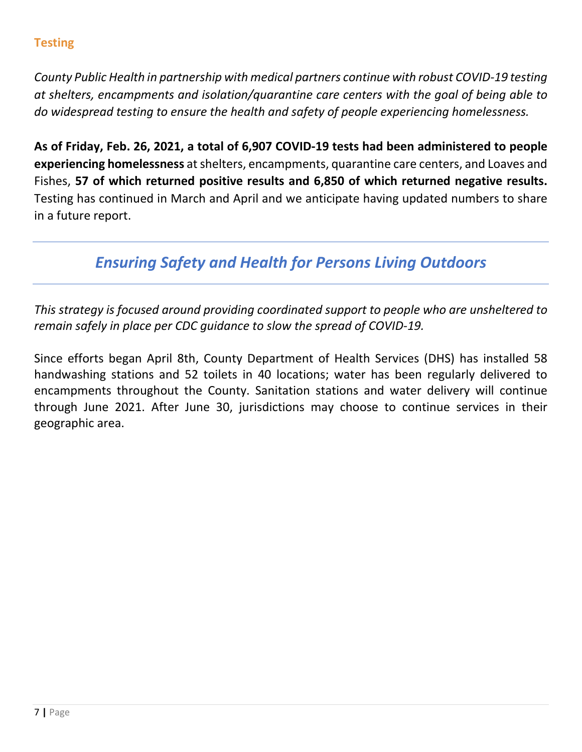### Testing

*County Public Health in partnership with medical partners continue with robust COVID-19 testing at shelters, encampments and isolation/quarantine care centers with the goal of being able to do widespread testing to ensure the health and safety of people experiencing homelessness.*

**As of Friday, Feb. 26, 2021, a total of 6,907 COVID-19 tests had been administered to people experiencing homelessness** at shelters, encampments, quarantine care centers, and Loaves and Fishes, **57 of which returned positive results and 6,850 of which returned negative results.** Testing has continued in March and April and we anticipate having updated numbers to share in a future report.

## *Ensuring Safety and Health for Persons Living Outdoors*

*This strategy is focused around providing coordinated support to people who are unsheltered to remain safely in place per CDC guidance to slow the spread of COVID-19.*

Since efforts began April 8th, County Department of Health Services (DHS) has installed 58 handwashing stations and 52 toilets in 40 locations; water has been regularly delivered to encampments throughout the County. Sanitation stations and water delivery will continue through June 2021. After June 30, jurisdictions may choose to continue services in their geographic area.